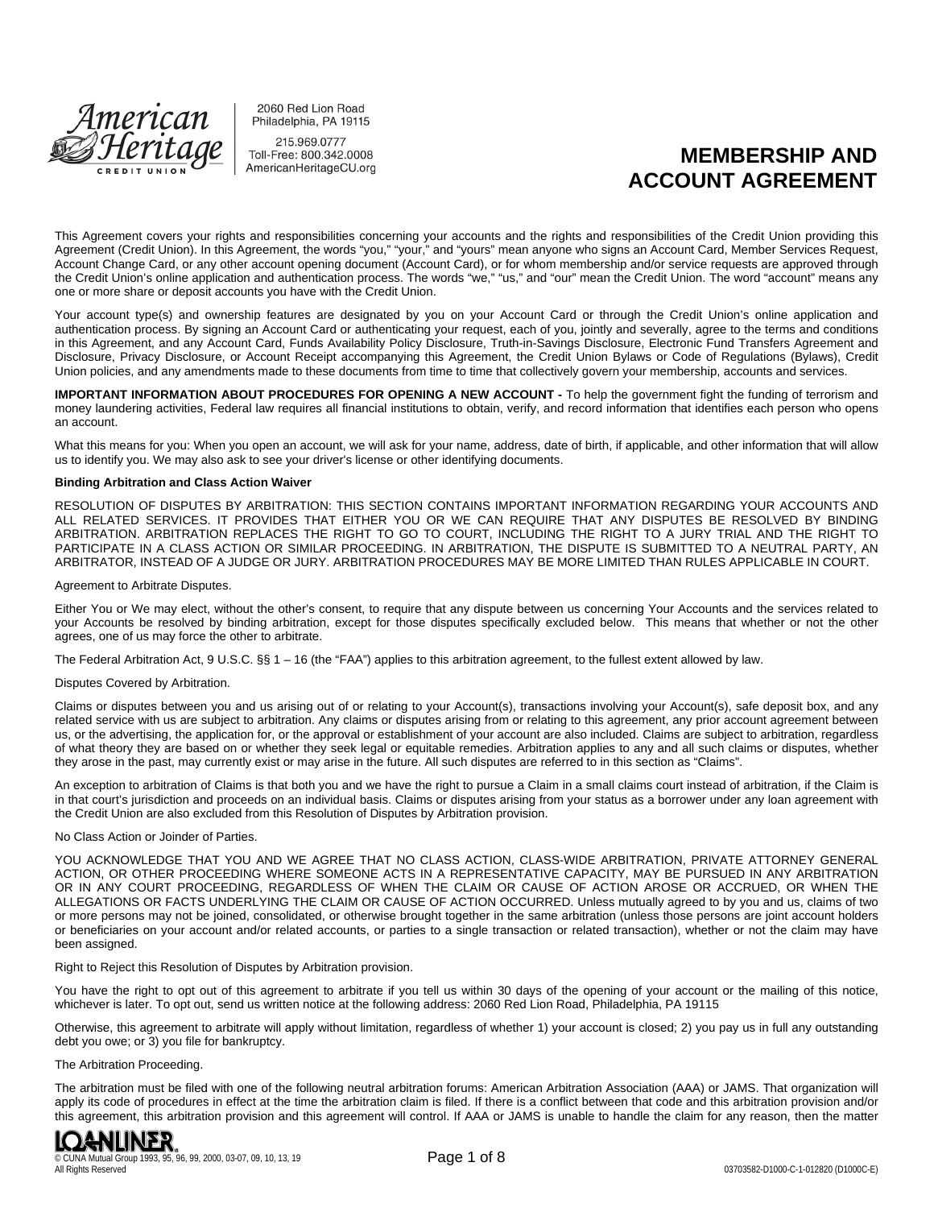American Heritage Credit Union
2060 Red Lion Road
Philadelphia, PA 19115
215.969.0777
Toll-Free: 800.342.0008
AmericanHeritageCU.org

# MEMBERSHIP AND ACCOUNT AGREEMENT

This Agreement covers your rights and responsibilities concerning your accounts and the rights and responsibilities of the Credit Union providing this Agreement (Credit Union). In this Agreement, the words "you," "your," and "yours" mean anyone who signs an Account Card, Member Services Request, Account Change Card, or any other account opening document (Account Card), or for whom membership and/or service requests are approved through the Credit Union's online application and authentication process. The words "we," "us," and "our" mean the Credit Union. The word "account" means any one or more share or deposit accounts you have with the Credit Union.

Your account type(s) and ownership features are designated by you on your Account Card or through the Credit Union's online application and authentication process. By signing an Account Card or authenticating your request, each of you, jointly and severally, agree to the terms and conditions in this Agreement, and any Account Card, Funds Availability Policy Disclosure, Truth-in-Savings Disclosure, Electronic Fund Transfers Agreement and Disclosure, Privacy Disclosure, or Account Receipt accompanying this Agreement, the Credit Union Bylaws or Code of Regulations (Bylaws), Credit Union policies, and any amendments made to these documents from time to time that collectively govern your membership, accounts and services.

**IMPORTANT INFORMATION ABOUT PROCEDURES FOR OPENING A NEW ACCOUNT -** To help the government fight the funding of terrorism and money laundering activities, Federal law requires all financial institutions to obtain, verify, and record information that identifies each person who opens an account.

What this means for you: When you open an account, we will ask for your name, address, date of birth, if applicable, and other information that will allow us to identify you. We may also ask to see your driver's license or other identifying documents.

**Binding Arbitration and Class Action Waiver**

RESOLUTION OF DISPUTES BY ARBITRATION: THIS SECTION CONTAINS IMPORTANT INFORMATION REGARDING YOUR ACCOUNTS AND ALL RELATED SERVICES. IT PROVIDES THAT EITHER YOU OR WE CAN REQUIRE THAT ANY DISPUTES BE RESOLVED BY BINDING ARBITRATION. ARBITRATION REPLACES THE RIGHT TO GO TO COURT, INCLUDING THE RIGHT TO A JURY TRIAL AND THE RIGHT TO PARTICIPATE IN A CLASS ACTION OR SIMILAR PROCEEDING. IN ARBITRATION, THE DISPUTE IS SUBMITTED TO A NEUTRAL PARTY, AN ARBITRATOR, INSTEAD OF A JUDGE OR JURY. ARBITRATION PROCEDURES MAY BE MORE LIMITED THAN RULES APPLICABLE IN COURT.

Agreement to Arbitrate Disputes.

Either You or We may elect, without the other's consent, to require that any dispute between us concerning Your Accounts and the services related to your Accounts be resolved by binding arbitration, except for those disputes specifically excluded below. This means that whether or not the other agrees, one of us may force the other to arbitrate.

The Federal Arbitration Act, 9 U.S.C. §§ 1 – 16 (the "FAA") applies to this arbitration agreement, to the fullest extent allowed by law.

Disputes Covered by Arbitration.

Claims or disputes between you and us arising out of or relating to your Account(s), transactions involving your Account(s), safe deposit box, and any related service with us are subject to arbitration. Any claims or disputes arising from or relating to this agreement, any prior account agreement between us, or the advertising, the application for, or the approval or establishment of your account are also included. Claims are subject to arbitration, regardless of what theory they are based on or whether they seek legal or equitable remedies. Arbitration applies to any and all such claims or disputes, whether they arose in the past, may currently exist or may arise in the future. All such disputes are referred to in this section as "Claims".

An exception to arbitration of Claims is that both you and we have the right to pursue a Claim in a small claims court instead of arbitration, if the Claim is in that court's jurisdiction and proceeds on an individual basis. Claims or disputes arising from your status as a borrower under any loan agreement with the Credit Union are also excluded from this Resolution of Disputes by Arbitration provision.

No Class Action or Joinder of Parties.

YOU ACKNOWLEDGE THAT YOU AND WE AGREE THAT NO CLASS ACTION, CLASS-WIDE ARBITRATION, PRIVATE ATTORNEY GENERAL ACTION, OR OTHER PROCEEDING WHERE SOMEONE ACTS IN A REPRESENTATIVE CAPACITY, MAY BE PURSUED IN ANY ARBITRATION OR IN ANY COURT PROCEEDING, REGARDLESS OF WHEN THE CLAIM OR CAUSE OF ACTION AROSE OR ACCRUED, OR WHEN THE ALLEGATIONS OR FACTS UNDERLYING THE CLAIM OR CAUSE OF ACTION OCCURRED. Unless mutually agreed to by you and us, claims of two or more persons may not be joined, consolidated, or otherwise brought together in the same arbitration (unless those persons are joint account holders or beneficiaries on your account and/or related accounts, or parties to a single transaction or related transaction), whether or not the claim may have been assigned.

Right to Reject this Resolution of Disputes by Arbitration provision.

You have the right to opt out of this agreement to arbitrate if you tell us within 30 days of the opening of your account or the mailing of this notice, whichever is later. To opt out, send us written notice at the following address: 2060 Red Lion Road, Philadelphia, PA 19115

Otherwise, this agreement to arbitrate will apply without limitation, regardless of whether 1) your account is closed; 2) you pay us in full any outstanding debt you owe; or 3) you file for bankruptcy.

The Arbitration Proceeding.

The arbitration must be filed with one of the following neutral arbitration forums: American Arbitration Association (AAA) or JAMS. That organization will apply its code of procedures in effect at the time the arbitration claim is filed. If there is a conflict between that code and this arbitration provision and/or this agreement, this arbitration provision and this agreement will control. If AAA or JAMS is unable to handle the claim for any reason, then the matter

LOANLINER®
© CUNA Mutual Group 1993, 95, 96, 99, 2000, 03-07, 09, 10, 13, 19
All Rights Reserved

03703582-D1000-C-1-012820 (D1000C-E)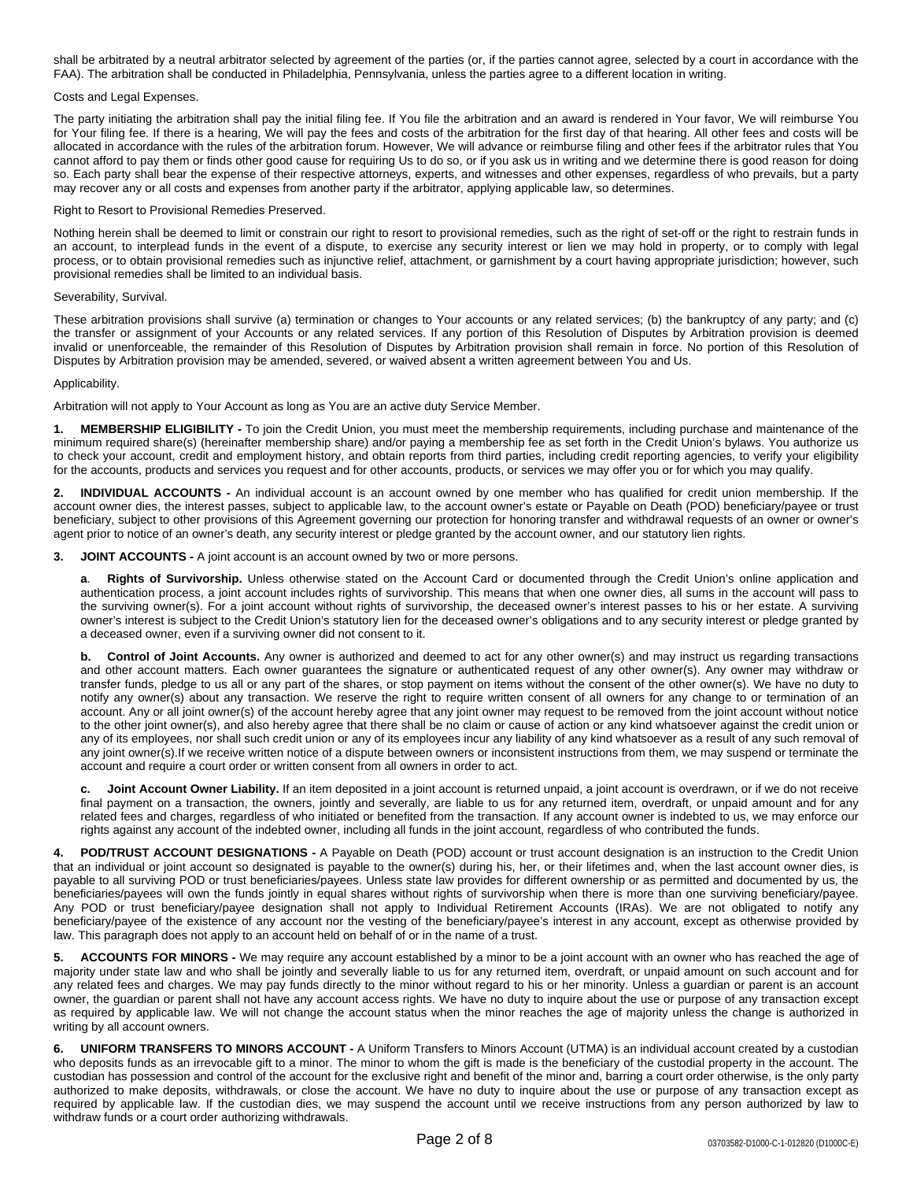shall be arbitrated by a neutral arbitrator selected by agreement of the parties (or, if the parties cannot agree, selected by a court in accordance with the FAA). The arbitration shall be conducted in Philadelphia, Pennsylvania, unless the parties agree to a different location in writing.

Costs and Legal Expenses.

The party initiating the arbitration shall pay the initial filing fee. If You file the arbitration and an award is rendered in Your favor, We will reimburse You for Your filing fee. If there is a hearing, We will pay the fees and costs of the arbitration for the first day of that hearing. All other fees and costs will be allocated in accordance with the rules of the arbitration forum. However, We will advance or reimburse filing and other fees if the arbitrator rules that You cannot afford to pay them or finds other good cause for requiring Us to do so, or if you ask us in writing and we determine there is good reason for doing so. Each party shall bear the expense of their respective attorneys, experts, and witnesses and other expenses, regardless of who prevails, but a party may recover any or all costs and expenses from another party if the arbitrator, applying applicable law, so determines.

Right to Resort to Provisional Remedies Preserved.

Nothing herein shall be deemed to limit or constrain our right to resort to provisional remedies, such as the right of set-off or the right to restrain funds in an account, to interplead funds in the event of a dispute, to exercise any security interest or lien we may hold in property, or to comply with legal process, or to obtain provisional remedies such as injunctive relief, attachment, or garnishment by a court having appropriate jurisdiction; however, such provisional remedies shall be limited to an individual basis.

Severability, Survival.

These arbitration provisions shall survive (a) termination or changes to Your accounts or any related services; (b) the bankruptcy of any party; and (c) the transfer or assignment of your Accounts or any related services. If any portion of this Resolution of Disputes by Arbitration provision is deemed invalid or unenforceable, the remainder of this Resolution of Disputes by Arbitration provision shall remain in force. No portion of this Resolution of Disputes by Arbitration provision may be amended, severed, or waived absent a written agreement between You and Us.

Applicability.

Arbitration will not apply to Your Account as long as You are an active duty Service Member.

**1. MEMBERSHIP ELIGIBILITY -** To join the Credit Union, you must meet the membership requirements, including purchase and maintenance of the minimum required share(s) (hereinafter membership share) and/or paying a membership fee as set forth in the Credit Union's bylaws. You authorize us to check your account, credit and employment history, and obtain reports from third parties, including credit reporting agencies, to verify your eligibility for the accounts, products and services you request and for other accounts, products, or services we may offer you or for which you may qualify.

**2. INDIVIDUAL ACCOUNTS -** An individual account is an account owned by one member who has qualified for credit union membership. If the account owner dies, the interest passes, subject to applicable law, to the account owner's estate or Payable on Death (POD) beneficiary/payee or trust beneficiary, subject to other provisions of this Agreement governing our protection for honoring transfer and withdrawal requests of an owner or owner's agent prior to notice of an owner's death, any security interest or pledge granted by the account owner, and our statutory lien rights.

**3. JOINT ACCOUNTS -** A joint account is an account owned by two or more persons.

**a. Rights of Survivorship.** Unless otherwise stated on the Account Card or documented through the Credit Union's online application and authentication process, a joint account includes rights of survivorship. This means that when one owner dies, all sums in the account will pass to the surviving owner(s). For a joint account without rights of survivorship, the deceased owner's interest passes to his or her estate. A surviving owner's interest is subject to the Credit Union's statutory lien for the deceased owner's obligations and to any security interest or pledge granted by a deceased owner, even if a surviving owner did not consent to it.

**b. Control of Joint Accounts.** Any owner is authorized and deemed to act for any other owner(s) and may instruct us regarding transactions and other account matters. Each owner guarantees the signature or authenticated request of any other owner(s). Any owner may withdraw or transfer funds, pledge to us all or any part of the shares, or stop payment on items without the consent of the other owner(s). We have no duty to notify any owner(s) about any transaction. We reserve the right to require written consent of all owners for any change to or termination of an account. Any or all joint owner(s) of the account hereby agree that any joint owner may request to be removed from the joint account without notice to the other joint owner(s), and also hereby agree that there shall be no claim or cause of action or any kind whatsoever against the credit union or any of its employees, nor shall such credit union or any of its employees incur any liability of any kind whatsoever as a result of any such removal of any joint owner(s).If we receive written notice of a dispute between owners or inconsistent instructions from them, we may suspend or terminate the account and require a court order or written consent from all owners in order to act.

**c. Joint Account Owner Liability.** If an item deposited in a joint account is returned unpaid, a joint account is overdrawn, or if we do not receive final payment on a transaction, the owners, jointly and severally, are liable to us for any returned item, overdraft, or unpaid amount and for any related fees and charges, regardless of who initiated or benefited from the transaction. If any account owner is indebted to us, we may enforce our rights against any account of the indebted owner, including all funds in the joint account, regardless of who contributed the funds.

**4. POD/TRUST ACCOUNT DESIGNATIONS -** A Payable on Death (POD) account or trust account designation is an instruction to the Credit Union that an individual or joint account so designated is payable to the owner(s) during his, her, or their lifetimes and, when the last account owner dies, is payable to all surviving POD or trust beneficiaries/payees. Unless state law provides for different ownership or as permitted and documented by us, the beneficiaries/payees will own the funds jointly in equal shares without rights of survivorship when there is more than one surviving beneficiary/payee. Any POD or trust beneficiary/payee designation shall not apply to Individual Retirement Accounts (IRAs). We are not obligated to notify any beneficiary/payee of the existence of any account nor the vesting of the beneficiary/payee's interest in any account, except as otherwise provided by law. This paragraph does not apply to an account held on behalf of or in the name of a trust.

**5. ACCOUNTS FOR MINORS -** We may require any account established by a minor to be a joint account with an owner who has reached the age of majority under state law and who shall be jointly and severally liable to us for any returned item, overdraft, or unpaid amount on such account and for any related fees and charges. We may pay funds directly to the minor without regard to his or her minority. Unless a guardian or parent is an account owner, the guardian or parent shall not have any account access rights. We have no duty to inquire about the use or purpose of any transaction except as required by applicable law. We will not change the account status when the minor reaches the age of majority unless the change is authorized in writing by all account owners.

**6. UNIFORM TRANSFERS TO MINORS ACCOUNT -** A Uniform Transfers to Minors Account (UTMA) is an individual account created by a custodian who deposits funds as an irrevocable gift to a minor. The minor to whom the gift is made is the beneficiary of the custodial property in the account. The custodian has possession and control of the account for the exclusive right and benefit of the minor and, barring a court order otherwise, is the only party authorized to make deposits, withdrawals, or close the account. We have no duty to inquire about the use or purpose of any transaction except as required by applicable law. If the custodian dies, we may suspend the account until we receive instructions from any person authorized by law to withdraw funds or a court order authorizing withdrawals.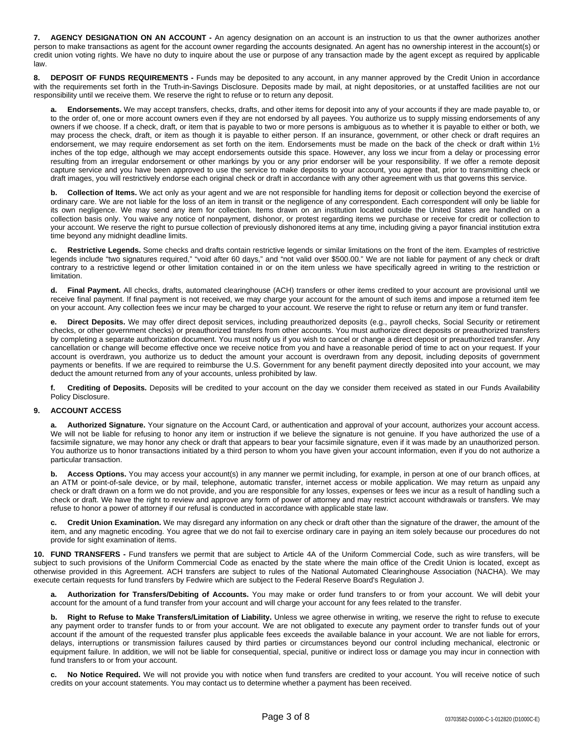**7. AGENCY DESIGNATION ON AN ACCOUNT -** An agency designation on an account is an instruction to us that the owner authorizes another person to make transactions as agent for the account owner regarding the accounts designated. An agent has no ownership interest in the account(s) or credit union voting rights. We have no duty to inquire about the use or purpose of any transaction made by the agent except as required by applicable law.

**8. DEPOSIT OF FUNDS REQUIREMENTS -** Funds may be deposited to any account, in any manner approved by the Credit Union in accordance with the requirements set forth in the Truth-in-Savings Disclosure. Deposits made by mail, at night depositories, or at unstaffed facilities are not our responsibility until we receive them. We reserve the right to refuse or to return any deposit.

**a. Endorsements.** We may accept transfers, checks, drafts, and other items for deposit into any of your accounts if they are made payable to, or to the order of, one or more account owners even if they are not endorsed by all payees. You authorize us to supply missing endorsements of any owners if we choose. If a check, draft, or item that is payable to two or more persons is ambiguous as to whether it is payable to either or both, we may process the check, draft, or item as though it is payable to either person. If an insurance, government, or other check or draft requires an endorsement, we may require endorsement as set forth on the item. Endorsements must be made on the back of the check or draft within 1½ inches of the top edge, although we may accept endorsements outside this space. However, any loss we incur from a delay or processing error resulting from an irregular endorsement or other markings by you or any prior endorser will be your responsibility. If we offer a remote deposit capture service and you have been approved to use the service to make deposits to your account, you agree that, prior to transmitting check or draft images, you will restrictively endorse each original check or draft in accordance with any other agreement with us that governs this service.

**b. Collection of Items.** We act only as your agent and we are not responsible for handling items for deposit or collection beyond the exercise of ordinary care. We are not liable for the loss of an item in transit or the negligence of any correspondent. Each correspondent will only be liable for its own negligence. We may send any item for collection. Items drawn on an institution located outside the United States are handled on a collection basis only. You waive any notice of nonpayment, dishonor, or protest regarding items we purchase or receive for credit or collection to your account. We reserve the right to pursue collection of previously dishonored items at any time, including giving a payor financial institution extra time beyond any midnight deadline limits.

**c. Restrictive Legends.** Some checks and drafts contain restrictive legends or similar limitations on the front of the item. Examples of restrictive legends include "two signatures required," "void after 60 days," and "not valid over $500.00." We are not liable for payment of any check or draft contrary to a restrictive legend or other limitation contained in or on the item unless we have specifically agreed in writing to the restriction or limitation.

**d. Final Payment.** All checks, drafts, automated clearinghouse (ACH) transfers or other items credited to your account are provisional until we receive final payment. If final payment is not received, we may charge your account for the amount of such items and impose a returned item fee on your account. Any collection fees we incur may be charged to your account. We reserve the right to refuse or return any item or fund transfer.

**e. Direct Deposits.** We may offer direct deposit services, including preauthorized deposits (e.g., payroll checks, Social Security or retirement checks, or other government checks) or preauthorized transfers from other accounts. You must authorize direct deposits or preauthorized transfers by completing a separate authorization document. You must notify us if you wish to cancel or change a direct deposit or preauthorized transfer. Any cancellation or change will become effective once we receive notice from you and have a reasonable period of time to act on your request. If your account is overdrawn, you authorize us to deduct the amount your account is overdrawn from any deposit, including deposits of government payments or benefits. If we are required to reimburse the U.S. Government for any benefit payment directly deposited into your account, we may deduct the amount returned from any of your accounts, unless prohibited by law.

**f. Crediting of Deposits.** Deposits will be credited to your account on the day we consider them received as stated in our Funds Availability Policy Disclosure.

**9. ACCOUNT ACCESS**

**a. Authorized Signature.** Your signature on the Account Card, or authentication and approval of your account, authorizes your account access. We will not be liable for refusing to honor any item or instruction if we believe the signature is not genuine. If you have authorized the use of a facsimile signature, we may honor any check or draft that appears to bear your facsimile signature, even if it was made by an unauthorized person. You authorize us to honor transactions initiated by a third person to whom you have given your account information, even if you do not authorize a particular transaction.

**b. Access Options.** You may access your account(s) in any manner we permit including, for example, in person at one of our branch offices, at an ATM or point-of-sale device, or by mail, telephone, automatic transfer, internet access or mobile application. We may return as unpaid any check or draft drawn on a form we do not provide, and you are responsible for any losses, expenses or fees we incur as a result of handling such a check or draft. We have the right to review and approve any form of power of attorney and may restrict account withdrawals or transfers. We may refuse to honor a power of attorney if our refusal is conducted in accordance with applicable state law.

**c. Credit Union Examination.** We may disregard any information on any check or draft other than the signature of the drawer, the amount of the item, and any magnetic encoding. You agree that we do not fail to exercise ordinary care in paying an item solely because our procedures do not provide for sight examination of items.

**10. FUND TRANSFERS -** Fund transfers we permit that are subject to Article 4A of the Uniform Commercial Code, such as wire transfers, will be subject to such provisions of the Uniform Commercial Code as enacted by the state where the main office of the Credit Union is located, except as otherwise provided in this Agreement. ACH transfers are subject to rules of the National Automated Clearinghouse Association (NACHA). We may execute certain requests for fund transfers by Fedwire which are subject to the Federal Reserve Board's Regulation J.

**a. Authorization for Transfers/Debiting of Accounts.** You may make or order fund transfers to or from your account. We will debit your account for the amount of a fund transfer from your account and will charge your account for any fees related to the transfer.

**b. Right to Refuse to Make Transfers/Limitation of Liability.** Unless we agree otherwise in writing, we reserve the right to refuse to execute any payment order to transfer funds to or from your account. We are not obligated to execute any payment order to transfer funds out of your account if the amount of the requested transfer plus applicable fees exceeds the available balance in your account. We are not liable for errors, delays, interruptions or transmission failures caused by third parties or circumstances beyond our control including mechanical, electronic or equipment failure. In addition, we will not be liable for consequential, special, punitive or indirect loss or damage you may incur in connection with fund transfers to or from your account.

**c. No Notice Required.** We will not provide you with notice when fund transfers are credited to your account. You will receive notice of such credits on your account statements. You may contact us to determine whether a payment has been received.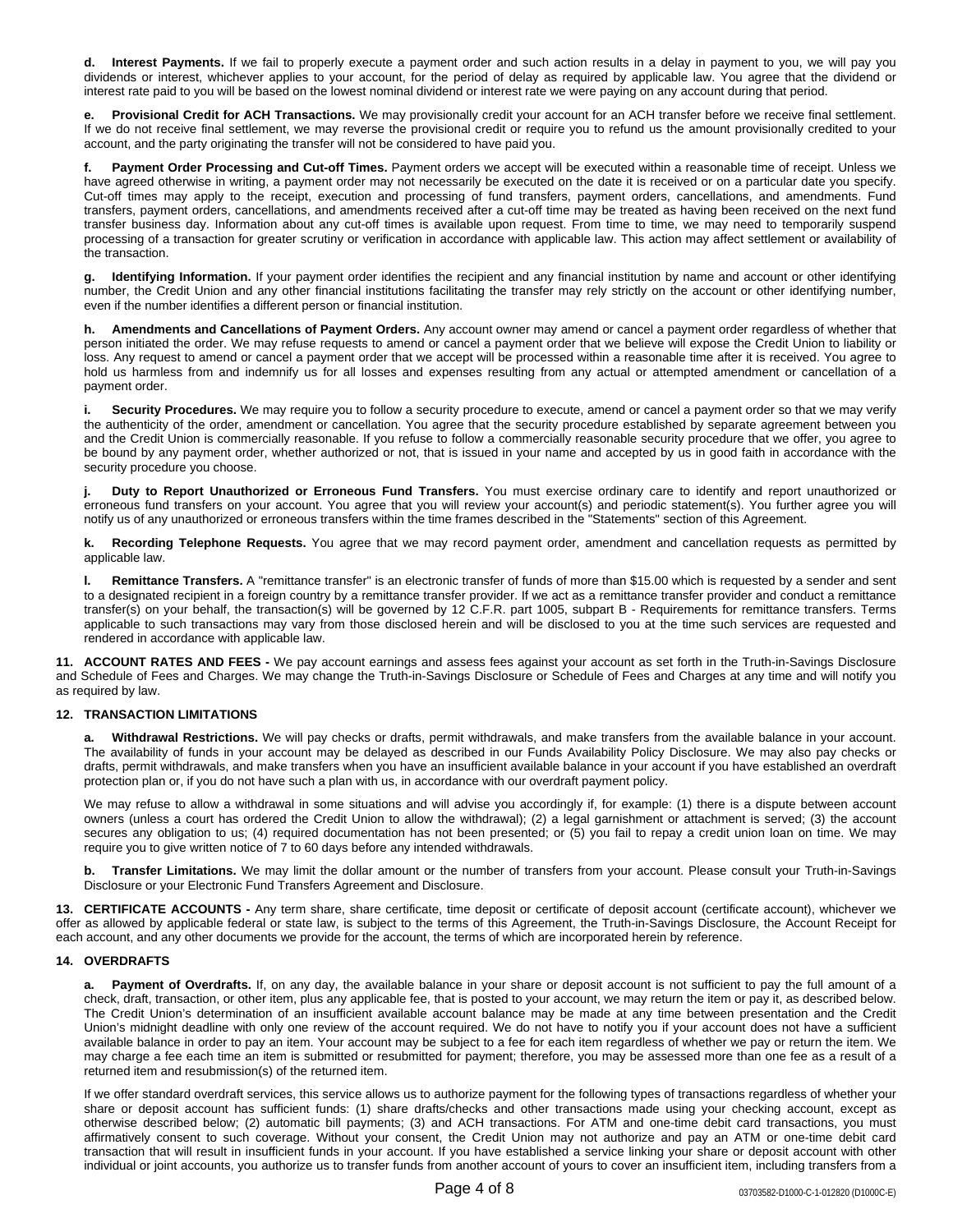**d. Interest Payments.** If we fail to properly execute a payment order and such action results in a delay in payment to you, we will pay you dividends or interest, whichever applies to your account, for the period of delay as required by applicable law. You agree that the dividend or interest rate paid to you will be based on the lowest nominal dividend or interest rate we were paying on any account during that period.

**e. Provisional Credit for ACH Transactions.** We may provisionally credit your account for an ACH transfer before we receive final settlement. If we do not receive final settlement, we may reverse the provisional credit or require you to refund us the amount provisionally credited to your account, and the party originating the transfer will not be considered to have paid you.

**f. Payment Order Processing and Cut-off Times.** Payment orders we accept will be executed within a reasonable time of receipt. Unless we have agreed otherwise in writing, a payment order may not necessarily be executed on the date it is received or on a particular date you specify. Cut-off times may apply to the receipt, execution and processing of fund transfers, payment orders, cancellations, and amendments. Fund transfers, payment orders, cancellations, and amendments received after a cut-off time may be treated as having been received on the next fund transfer business day. Information about any cut-off times is available upon request. From time to time, we may need to temporarily suspend processing of a transaction for greater scrutiny or verification in accordance with applicable law. This action may affect settlement or availability of the transaction.

**g. Identifying Information.** If your payment order identifies the recipient and any financial institution by name and account or other identifying number, the Credit Union and any other financial institutions facilitating the transfer may rely strictly on the account or other identifying number, even if the number identifies a different person or financial institution.

**h. Amendments and Cancellations of Payment Orders.** Any account owner may amend or cancel a payment order regardless of whether that person initiated the order. We may refuse requests to amend or cancel a payment order that we believe will expose the Credit Union to liability or loss. Any request to amend or cancel a payment order that we accept will be processed within a reasonable time after it is received. You agree to hold us harmless from and indemnify us for all losses and expenses resulting from any actual or attempted amendment or cancellation of a payment order.

**i. Security Procedures.** We may require you to follow a security procedure to execute, amend or cancel a payment order so that we may verify the authenticity of the order, amendment or cancellation. You agree that the security procedure established by separate agreement between you and the Credit Union is commercially reasonable. If you refuse to follow a commercially reasonable security procedure that we offer, you agree to be bound by any payment order, whether authorized or not, that is issued in your name and accepted by us in good faith in accordance with the security procedure you choose.

**j. Duty to Report Unauthorized or Erroneous Fund Transfers.** You must exercise ordinary care to identify and report unauthorized or erroneous fund transfers on your account. You agree that you will review your account(s) and periodic statement(s). You further agree you will notify us of any unauthorized or erroneous transfers within the time frames described in the "Statements" section of this Agreement.

**k. Recording Telephone Requests.** You agree that we may record payment order, amendment and cancellation requests as permitted by applicable law.

**l. Remittance Transfers.** A "remittance transfer" is an electronic transfer of funds of more than $15.00 which is requested by a sender and sent to a designated recipient in a foreign country by a remittance transfer provider. If we act as a remittance transfer provider and conduct a remittance transfer(s) on your behalf, the transaction(s) will be governed by 12 C.F.R. part 1005, subpart B - Requirements for remittance transfers. Terms applicable to such transactions may vary from those disclosed herein and will be disclosed to you at the time such services are requested and rendered in accordance with applicable law.

**11. ACCOUNT RATES AND FEES -** We pay account earnings and assess fees against your account as set forth in the Truth-in-Savings Disclosure and Schedule of Fees and Charges. We may change the Truth-in-Savings Disclosure or Schedule of Fees and Charges at any time and will notify you as required by law.

**12. TRANSACTION LIMITATIONS**

**a. Withdrawal Restrictions.** We will pay checks or drafts, permit withdrawals, and make transfers from the available balance in your account. The availability of funds in your account may be delayed as described in our Funds Availability Policy Disclosure. We may also pay checks or drafts, permit withdrawals, and make transfers when you have an insufficient available balance in your account if you have established an overdraft protection plan or, if you do not have such a plan with us, in accordance with our overdraft payment policy.

We may refuse to allow a withdrawal in some situations and will advise you accordingly if, for example: (1) there is a dispute between account owners (unless a court has ordered the Credit Union to allow the withdrawal); (2) a legal garnishment or attachment is served; (3) the account secures any obligation to us; (4) required documentation has not been presented; or (5) you fail to repay a credit union loan on time. We may require you to give written notice of 7 to 60 days before any intended withdrawals.

**b. Transfer Limitations.** We may limit the dollar amount or the number of transfers from your account. Please consult your Truth-in-Savings Disclosure or your Electronic Fund Transfers Agreement and Disclosure.

**13. CERTIFICATE ACCOUNTS -** Any term share, share certificate, time deposit or certificate of deposit account (certificate account), whichever we offer as allowed by applicable federal or state law, is subject to the terms of this Agreement, the Truth-in-Savings Disclosure, the Account Receipt for each account, and any other documents we provide for the account, the terms of which are incorporated herein by reference.

**14. OVERDRAFTS**

**a. Payment of Overdrafts.** If, on any day, the available balance in your share or deposit account is not sufficient to pay the full amount of a check, draft, transaction, or other item, plus any applicable fee, that is posted to your account, we may return the item or pay it, as described below. The Credit Union's determination of an insufficient available account balance may be made at any time between presentation and the Credit Union's midnight deadline with only one review of the account required. We do not have to notify you if your account does not have a sufficient available balance in order to pay an item. Your account may be subject to a fee for each item regardless of whether we pay or return the item. We may charge a fee each time an item is submitted or resubmitted for payment; therefore, you may be assessed more than one fee as a result of a returned item and resubmission(s) of the returned item.

If we offer standard overdraft services, this service allows us to authorize payment for the following types of transactions regardless of whether your share or deposit account has sufficient funds: (1) share drafts/checks and other transactions made using your checking account, except as otherwise described below; (2) automatic bill payments; (3) and ACH transactions. For ATM and one-time debit card transactions, you must affirmatively consent to such coverage. Without your consent, the Credit Union may not authorize and pay an ATM or one-time debit card transaction that will result in insufficient funds in your account. If you have established a service linking your share or deposit account with other individual or joint accounts, you authorize us to transfer funds from another account of yours to cover an insufficient item, including transfers from a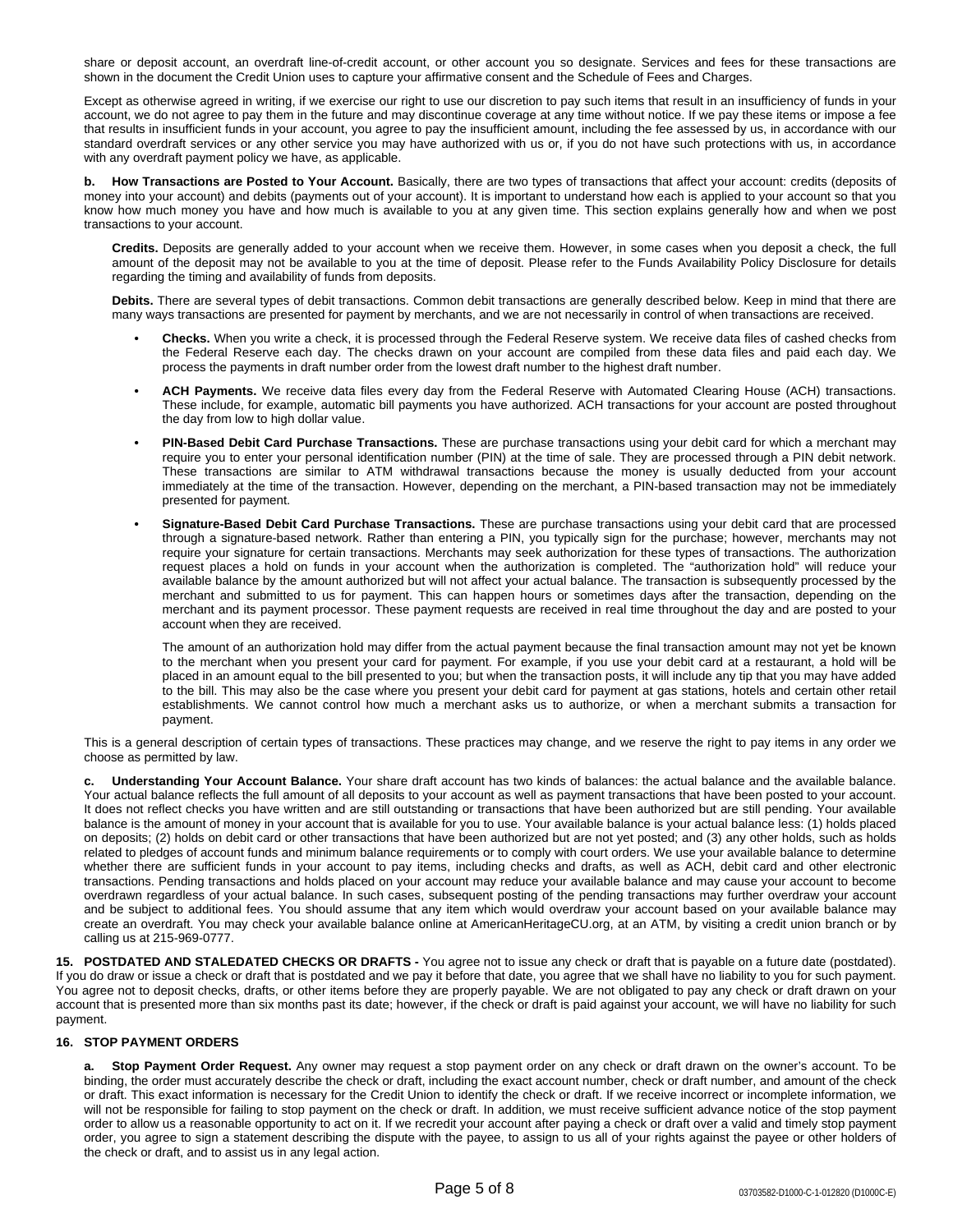share or deposit account, an overdraft line-of-credit account, or other account you so designate. Services and fees for these transactions are shown in the document the Credit Union uses to capture your affirmative consent and the Schedule of Fees and Charges.

Except as otherwise agreed in writing, if we exercise our right to use our discretion to pay such items that result in an insufficiency of funds in your account, we do not agree to pay them in the future and may discontinue coverage at any time without notice. If we pay these items or impose a fee that results in insufficient funds in your account, you agree to pay the insufficient amount, including the fee assessed by us, in accordance with our standard overdraft services or any other service you may have authorized with us or, if you do not have such protections with us, in accordance with any overdraft payment policy we have, as applicable.

**b. How Transactions are Posted to Your Account.** Basically, there are two types of transactions that affect your account: credits (deposits of money into your account) and debits (payments out of your account). It is important to understand how each is applied to your account so that you know how much money you have and how much is available to you at any given time. This section explains generally how and when we post transactions to your account.

**Credits.** Deposits are generally added to your account when we receive them. However, in some cases when you deposit a check, the full amount of the deposit may not be available to you at the time of deposit. Please refer to the Funds Availability Policy Disclosure for details regarding the timing and availability of funds from deposits.

**Debits.** There are several types of debit transactions. Common debit transactions are generally described below. Keep in mind that there are many ways transactions are presented for payment by merchants, and we are not necessarily in control of when transactions are received.

- **Checks.** When you write a check, it is processed through the Federal Reserve system. We receive data files of cashed checks from the Federal Reserve each day. The checks drawn on your account are compiled from these data files and paid each day. We process the payments in draft number order from the lowest draft number to the highest draft number.
- **ACH Payments.** We receive data files every day from the Federal Reserve with Automated Clearing House (ACH) transactions. These include, for example, automatic bill payments you have authorized. ACH transactions for your account are posted throughout the day from low to high dollar value.
- **PIN-Based Debit Card Purchase Transactions.** These are purchase transactions using your debit card for which a merchant may require you to enter your personal identification number (PIN) at the time of sale. They are processed through a PIN debit network. These transactions are similar to ATM withdrawal transactions because the money is usually deducted from your account immediately at the time of the transaction. However, depending on the merchant, a PIN-based transaction may not be immediately presented for payment.
- **Signature-Based Debit Card Purchase Transactions.** These are purchase transactions using your debit card that are processed through a signature-based network. Rather than entering a PIN, you typically sign for the purchase; however, merchants may not require your signature for certain transactions. Merchants may seek authorization for these types of transactions. The authorization request places a hold on funds in your account when the authorization is completed. The "authorization hold" will reduce your available balance by the amount authorized but will not affect your actual balance. The transaction is subsequently processed by the merchant and submitted to us for payment. This can happen hours or sometimes days after the transaction, depending on the merchant and its payment processor. These payment requests are received in real time throughout the day and are posted to your account when they are received.

  The amount of an authorization hold may differ from the actual payment because the final transaction amount may not yet be known to the merchant when you present your card for payment. For example, if you use your debit card at a restaurant, a hold will be placed in an amount equal to the bill presented to you; but when the transaction posts, it will include any tip that you may have added to the bill. This may also be the case where you present your debit card for payment at gas stations, hotels and certain other retail establishments. We cannot control how much a merchant asks us to authorize, or when a merchant submits a transaction for payment.

This is a general description of certain types of transactions. These practices may change, and we reserve the right to pay items in any order we choose as permitted by law.

**c. Understanding Your Account Balance.** Your share draft account has two kinds of balances: the actual balance and the available balance. Your actual balance reflects the full amount of all deposits to your account as well as payment transactions that have been posted to your account. It does not reflect checks you have written and are still outstanding or transactions that have been authorized but are still pending. Your available balance is the amount of money in your account that is available for you to use. Your available balance is your actual balance less: (1) holds placed on deposits; (2) holds on debit card or other transactions that have been authorized but are not yet posted; and (3) any other holds, such as holds related to pledges of account funds and minimum balance requirements or to comply with court orders. We use your available balance to determine whether there are sufficient funds in your account to pay items, including checks and drafts, as well as ACH, debit card and other electronic transactions. Pending transactions and holds placed on your account may reduce your available balance and may cause your account to become overdrawn regardless of your actual balance. In such cases, subsequent posting of the pending transactions may further overdraw your account and be subject to additional fees. You should assume that any item which would overdraw your account based on your available balance may create an overdraft. You may check your available balance online at AmericanHeritageCU.org, at an ATM, by visiting a credit union branch or by calling us at 215-969-0777.

**15. POSTDATED AND STALEDATED CHECKS OR DRAFTS -** You agree not to issue any check or draft that is payable on a future date (postdated). If you do draw or issue a check or draft that is postdated and we pay it before that date, you agree that we shall have no liability to you for such payment. You agree not to deposit checks, drafts, or other items before they are properly payable. We are not obligated to pay any check or draft drawn on your account that is presented more than six months past its date; however, if the check or draft is paid against your account, we will have no liability for such payment.

**16. STOP PAYMENT ORDERS**

**a. Stop Payment Order Request.** Any owner may request a stop payment order on any check or draft drawn on the owner's account. To be binding, the order must accurately describe the check or draft, including the exact account number, check or draft number, and amount of the check or draft. This exact information is necessary for the Credit Union to identify the check or draft. If we receive incorrect or incomplete information, we will not be responsible for failing to stop payment on the check or draft. In addition, we must receive sufficient advance notice of the stop payment order to allow us a reasonable opportunity to act on it. If we recredit your account after paying a check or draft over a valid and timely stop payment order, you agree to sign a statement describing the dispute with the payee, to assign to us all of your rights against the payee or other holders of the check or draft, and to assist us in any legal action.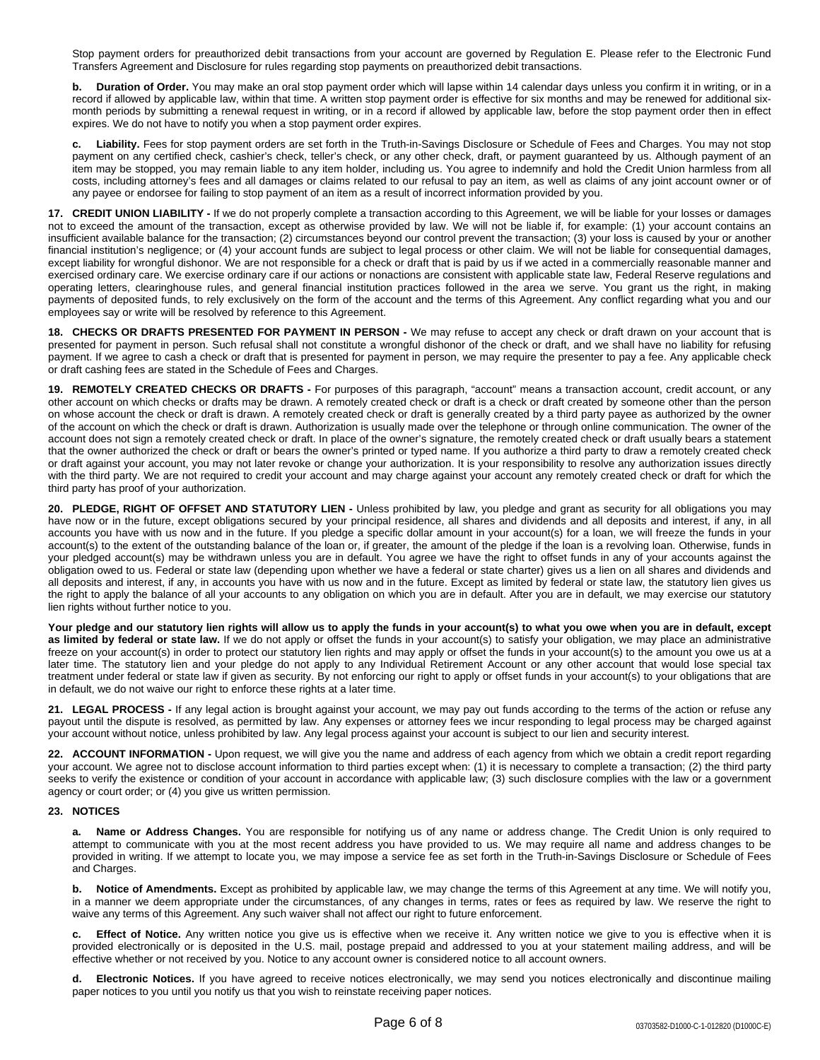Stop payment orders for preauthorized debit transactions from your account are governed by Regulation E. Please refer to the Electronic Fund Transfers Agreement and Disclosure for rules regarding stop payments on preauthorized debit transactions.

**b. Duration of Order.** You may make an oral stop payment order which will lapse within 14 calendar days unless you confirm it in writing, or in a record if allowed by applicable law, within that time. A written stop payment order is effective for six months and may be renewed for additional six-month periods by submitting a renewal request in writing, or in a record if allowed by applicable law, before the stop payment order then in effect expires. We do not have to notify you when a stop payment order expires.

**c. Liability.** Fees for stop payment orders are set forth in the Truth-in-Savings Disclosure or Schedule of Fees and Charges. You may not stop payment on any certified check, cashier's check, teller's check, or any other check, draft, or payment guaranteed by us. Although payment of an item may be stopped, you may remain liable to any item holder, including us. You agree to indemnify and hold the Credit Union harmless from all costs, including attorney's fees and all damages or claims related to our refusal to pay an item, as well as claims of any joint account owner or of any payee or endorsee for failing to stop payment of an item as a result of incorrect information provided by you.

**17. CREDIT UNION LIABILITY -** If we do not properly complete a transaction according to this Agreement, we will be liable for your losses or damages not to exceed the amount of the transaction, except as otherwise provided by law. We will not be liable if, for example: (1) your account contains an insufficient available balance for the transaction; (2) circumstances beyond our control prevent the transaction; (3) your loss is caused by your or another financial institution's negligence; or (4) your account funds are subject to legal process or other claim. We will not be liable for consequential damages, except liability for wrongful dishonor. We are not responsible for a check or draft that is paid by us if we acted in a commercially reasonable manner and exercised ordinary care. We exercise ordinary care if our actions or nonactions are consistent with applicable state law, Federal Reserve regulations and operating letters, clearinghouse rules, and general financial institution practices followed in the area we serve. You grant us the right, in making payments of deposited funds, to rely exclusively on the form of the account and the terms of this Agreement. Any conflict regarding what you and our employees say or write will be resolved by reference to this Agreement.

**18. CHECKS OR DRAFTS PRESENTED FOR PAYMENT IN PERSON -** We may refuse to accept any check or draft drawn on your account that is presented for payment in person. Such refusal shall not constitute a wrongful dishonor of the check or draft, and we shall have no liability for refusing payment. If we agree to cash a check or draft that is presented for payment in person, we may require the presenter to pay a fee. Any applicable check or draft cashing fees are stated in the Schedule of Fees and Charges.

**19. REMOTELY CREATED CHECKS OR DRAFTS -** For purposes of this paragraph, "account" means a transaction account, credit account, or any other account on which checks or drafts may be drawn. A remotely created check or draft is a check or draft created by someone other than the person on whose account the check or draft is drawn. A remotely created check or draft is generally created by a third party payee as authorized by the owner of the account on which the check or draft is drawn. Authorization is usually made over the telephone or through online communication. The owner of the account does not sign a remotely created check or draft. In place of the owner's signature, the remotely created check or draft usually bears a statement that the owner authorized the check or draft or bears the owner's printed or typed name. If you authorize a third party to draw a remotely created check or draft against your account, you may not later revoke or change your authorization. It is your responsibility to resolve any authorization issues directly with the third party. We are not required to credit your account and may charge against your account any remotely created check or draft for which the third party has proof of your authorization.

**20. PLEDGE, RIGHT OF OFFSET AND STATUTORY LIEN -** Unless prohibited by law, you pledge and grant as security for all obligations you may have now or in the future, except obligations secured by your principal residence, all shares and dividends and all deposits and interest, if any, in all accounts you have with us now and in the future. If you pledge a specific dollar amount in your account(s) for a loan, we will freeze the funds in your account(s) to the extent of the outstanding balance of the loan or, if greater, the amount of the pledge if the loan is a revolving loan. Otherwise, funds in your pledged account(s) may be withdrawn unless you are in default. You agree we have the right to offset funds in any of your accounts against the obligation owed to us. Federal or state law (depending upon whether we have a federal or state charter) gives us a lien on all shares and dividends and all deposits and interest, if any, in accounts you have with us now and in the future. Except as limited by federal or state law, the statutory lien gives us the right to apply the balance of all your accounts to any obligation on which you are in default. After you are in default, we may exercise our statutory lien rights without further notice to you.

**Your pledge and our statutory lien rights will allow us to apply the funds in your account(s) to what you owe when you are in default, except as limited by federal or state law.** If we do not apply or offset the funds in your account(s) to satisfy your obligation, we may place an administrative freeze on your account(s) in order to protect our statutory lien rights and may apply or offset the funds in your account(s) to the amount you owe us at a later time. The statutory lien and your pledge do not apply to any Individual Retirement Account or any other account that would lose special tax treatment under federal or state law if given as security. By not enforcing our right to apply or offset funds in your account(s) to your obligations that are in default, we do not waive our right to enforce these rights at a later time.

**21. LEGAL PROCESS -** If any legal action is brought against your account, we may pay out funds according to the terms of the action or refuse any payout until the dispute is resolved, as permitted by law. Any expenses or attorney fees we incur responding to legal process may be charged against your account without notice, unless prohibited by law. Any legal process against your account is subject to our lien and security interest.

**22. ACCOUNT INFORMATION -** Upon request, we will give you the name and address of each agency from which we obtain a credit report regarding your account. We agree not to disclose account information to third parties except when: (1) it is necessary to complete a transaction; (2) the third party seeks to verify the existence or condition of your account in accordance with applicable law; (3) such disclosure complies with the law or a government agency or court order; or (4) you give us written permission.

**23. NOTICES**

**a. Name or Address Changes.** You are responsible for notifying us of any name or address change. The Credit Union is only required to attempt to communicate with you at the most recent address you have provided to us. We may require all name and address changes to be provided in writing. If we attempt to locate you, we may impose a service fee as set forth in the Truth-in-Savings Disclosure or Schedule of Fees and Charges.

**b. Notice of Amendments.** Except as prohibited by applicable law, we may change the terms of this Agreement at any time. We will notify you, in a manner we deem appropriate under the circumstances, of any changes in terms, rates or fees as required by law. We reserve the right to waive any terms of this Agreement. Any such waiver shall not affect our right to future enforcement.

**c. Effect of Notice.** Any written notice you give us is effective when we receive it. Any written notice we give to you is effective when it is provided electronically or is deposited in the U.S. mail, postage prepaid and addressed to you at your statement mailing address, and will be effective whether or not received by you. Notice to any account owner is considered notice to all account owners.

**d. Electronic Notices.** If you have agreed to receive notices electronically, we may send you notices electronically and discontinue mailing paper notices to you until you notify us that you wish to reinstate receiving paper notices.

03703582-D1000-C-1-012820 (D1000C-E)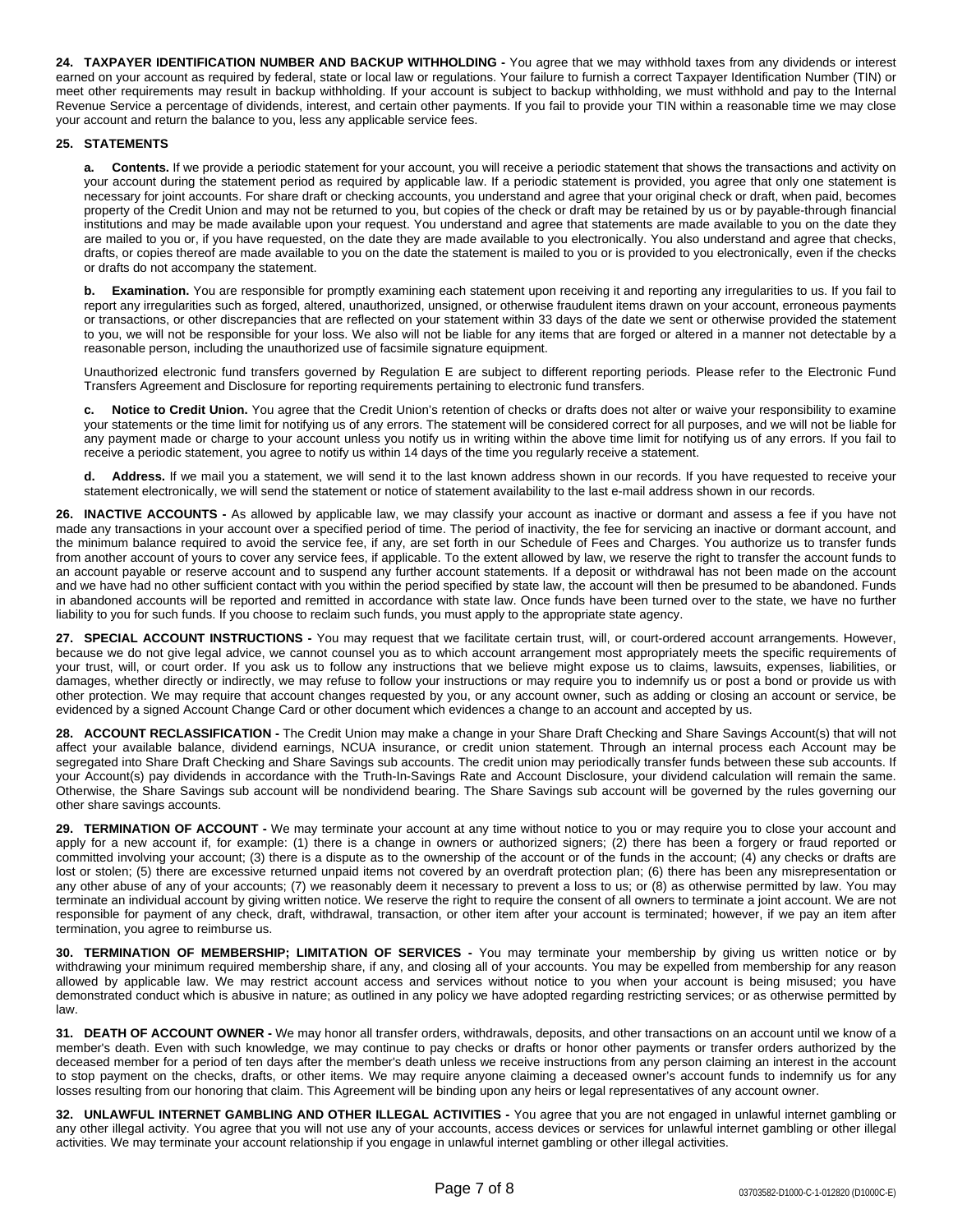**24. TAXPAYER IDENTIFICATION NUMBER AND BACKUP WITHHOLDING -** You agree that we may withhold taxes from any dividends or interest earned on your account as required by federal, state or local law or regulations. Your failure to furnish a correct Taxpayer Identification Number (TIN) or meet other requirements may result in backup withholding. If your account is subject to backup withholding, we must withhold and pay to the Internal Revenue Service a percentage of dividends, interest, and certain other payments. If you fail to provide your TIN within a reasonable time we may close your account and return the balance to you, less any applicable service fees.

**25. STATEMENTS**

**a. Contents.** If we provide a periodic statement for your account, you will receive a periodic statement that shows the transactions and activity on your account during the statement period as required by applicable law. If a periodic statement is provided, you agree that only one statement is necessary for joint accounts. For share draft or checking accounts, you understand and agree that your original check or draft, when paid, becomes property of the Credit Union and may not be returned to you, but copies of the check or draft may be retained by us or by payable-through financial institutions and may be made available upon your request. You understand and agree that statements are made available to you on the date they are mailed to you or, if you have requested, on the date they are made available to you electronically. You also understand and agree that checks, drafts, or copies thereof are made available to you on the date the statement is mailed to you or is provided to you electronically, even if the checks or drafts do not accompany the statement.

**b. Examination.** You are responsible for promptly examining each statement upon receiving it and reporting any irregularities to us. If you fail to report any irregularities such as forged, altered, unauthorized, unsigned, or otherwise fraudulent items drawn on your account, erroneous payments or transactions, or other discrepancies that are reflected on your statement within 33 days of the date we sent or otherwise provided the statement to you, we will not be responsible for your loss. We also will not be liable for any items that are forged or altered in a manner not detectable by a reasonable person, including the unauthorized use of facsimile signature equipment.

Unauthorized electronic fund transfers governed by Regulation E are subject to different reporting periods. Please refer to the Electronic Fund Transfers Agreement and Disclosure for reporting requirements pertaining to electronic fund transfers.

**c. Notice to Credit Union.** You agree that the Credit Union's retention of checks or drafts does not alter or waive your responsibility to examine your statements or the time limit for notifying us of any errors. The statement will be considered correct for all purposes, and we will not be liable for any payment made or charge to your account unless you notify us in writing within the above time limit for notifying us of any errors. If you fail to receive a periodic statement, you agree to notify us within 14 days of the time you regularly receive a statement.

**d. Address.** If we mail you a statement, we will send it to the last known address shown in our records. If you have requested to receive your statement electronically, we will send the statement or notice of statement availability to the last e-mail address shown in our records.

**26. INACTIVE ACCOUNTS -** As allowed by applicable law, we may classify your account as inactive or dormant and assess a fee if you have not made any transactions in your account over a specified period of time. The period of inactivity, the fee for servicing an inactive or dormant account, and the minimum balance required to avoid the service fee, if any, are set forth in our Schedule of Fees and Charges. You authorize us to transfer funds from another account of yours to cover any service fees, if applicable. To the extent allowed by law, we reserve the right to transfer the account funds to an account payable or reserve account and to suspend any further account statements. If a deposit or withdrawal has not been made on the account and we have had no other sufficient contact with you within the period specified by state law, the account will then be presumed to be abandoned. Funds in abandoned accounts will be reported and remitted in accordance with state law. Once funds have been turned over to the state, we have no further liability to you for such funds. If you choose to reclaim such funds, you must apply to the appropriate state agency.

**27. SPECIAL ACCOUNT INSTRUCTIONS -** You may request that we facilitate certain trust, will, or court-ordered account arrangements. However, because we do not give legal advice, we cannot counsel you as to which account arrangement most appropriately meets the specific requirements of your trust, will, or court order. If you ask us to follow any instructions that we believe might expose us to claims, lawsuits, expenses, liabilities, or damages, whether directly or indirectly, we may refuse to follow your instructions or may require you to indemnify us or post a bond or provide us with other protection. We may require that account changes requested by you, or any account owner, such as adding or closing an account or service, be evidenced by a signed Account Change Card or other document which evidences a change to an account and accepted by us.

**28. ACCOUNT RECLASSIFICATION -** The Credit Union may make a change in your Share Draft Checking and Share Savings Account(s) that will not affect your available balance, dividend earnings, NCUA insurance, or credit union statement. Through an internal process each Account may be segregated into Share Draft Checking and Share Savings sub accounts. The credit union may periodically transfer funds between these sub accounts. If your Account(s) pay dividends in accordance with the Truth-In-Savings Rate and Account Disclosure, your dividend calculation will remain the same. Otherwise, the Share Savings sub account will be nondividend bearing. The Share Savings sub account will be governed by the rules governing our other share savings accounts.

**29. TERMINATION OF ACCOUNT -** We may terminate your account at any time without notice to you or may require you to close your account and apply for a new account if, for example: (1) there is a change in owners or authorized signers; (2) there has been a forgery or fraud reported or committed involving your account; (3) there is a dispute as to the ownership of the account or of the funds in the account; (4) any checks or drafts are lost or stolen; (5) there are excessive returned unpaid items not covered by an overdraft protection plan; (6) there has been any misrepresentation or any other abuse of any of your accounts; (7) we reasonably deem it necessary to prevent a loss to us; or (8) as otherwise permitted by law. You may terminate an individual account by giving written notice. We reserve the right to require the consent of all owners to terminate a joint account. We are not responsible for payment of any check, draft, withdrawal, transaction, or other item after your account is terminated; however, if we pay an item after termination, you agree to reimburse us.

**30. TERMINATION OF MEMBERSHIP; LIMITATION OF SERVICES -** You may terminate your membership by giving us written notice or by withdrawing your minimum required membership share, if any, and closing all of your accounts. You may be expelled from membership for any reason allowed by applicable law. We may restrict account access and services without notice to you when your account is being misused; you have demonstrated conduct which is abusive in nature; as outlined in any policy we have adopted regarding restricting services; or as otherwise permitted by law.

**31. DEATH OF ACCOUNT OWNER -** We may honor all transfer orders, withdrawals, deposits, and other transactions on an account until we know of a member's death. Even with such knowledge, we may continue to pay checks or drafts or honor other payments or transfer orders authorized by the deceased member for a period of ten days after the member's death unless we receive instructions from any person claiming an interest in the account to stop payment on the checks, drafts, or other items. We may require anyone claiming a deceased owner's account funds to indemnify us for any losses resulting from our honoring that claim. This Agreement will be binding upon any heirs or legal representatives of any account owner.

**32. UNLAWFUL INTERNET GAMBLING AND OTHER ILLEGAL ACTIVITIES -** You agree that you are not engaged in unlawful internet gambling or any other illegal activity. You agree that you will not use any of your accounts, access devices or services for unlawful internet gambling or other illegal activities. We may terminate your account relationship if you engage in unlawful internet gambling or other illegal activities.

03703582-D1000-C-1-012820 (D1000C-E)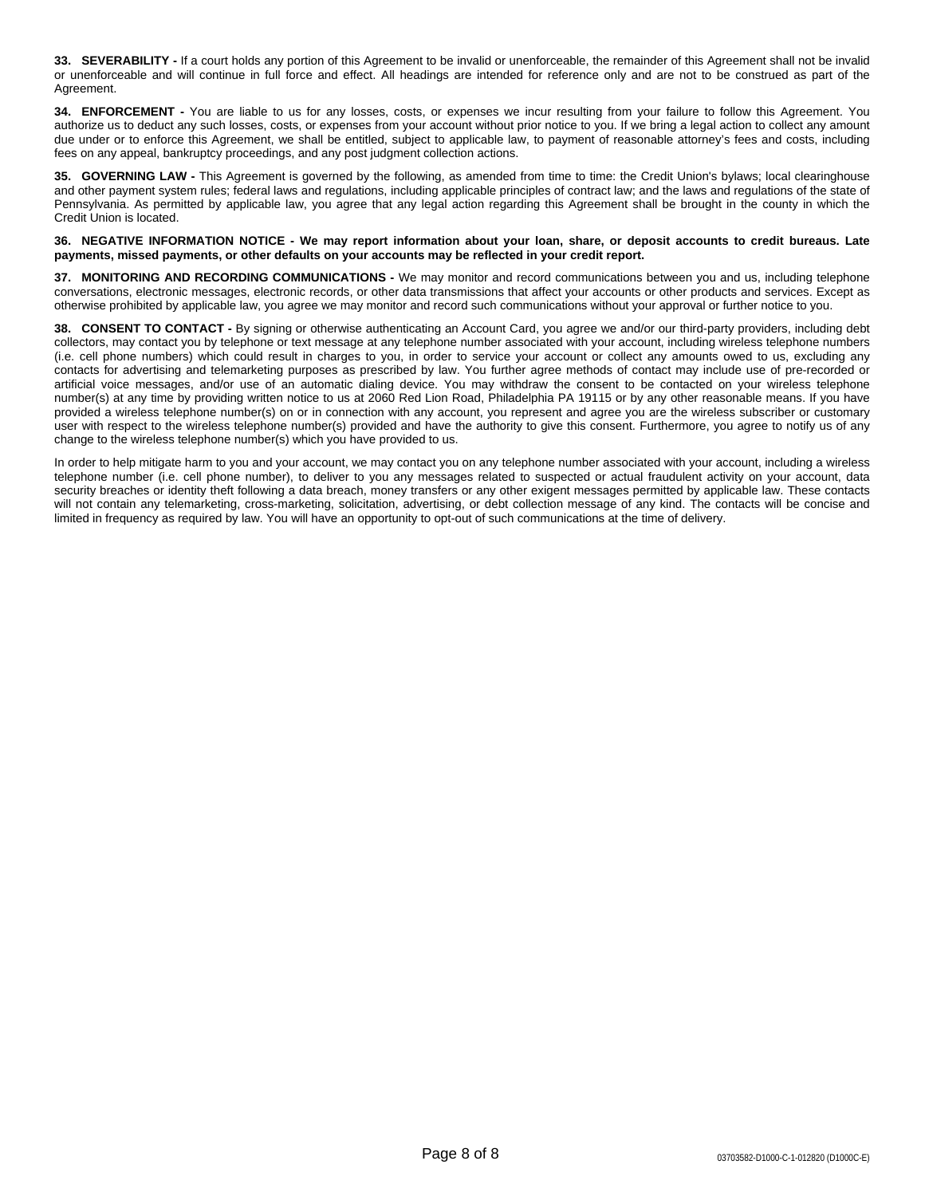**33. SEVERABILITY -** If a court holds any portion of this Agreement to be invalid or unenforceable, the remainder of this Agreement shall not be invalid or unenforceable and will continue in full force and effect. All headings are intended for reference only and are not to be construed as part of the Agreement.

**34. ENFORCEMENT -** You are liable to us for any losses, costs, or expenses we incur resulting from your failure to follow this Agreement. You authorize us to deduct any such losses, costs, or expenses from your account without prior notice to you. If we bring a legal action to collect any amount due under or to enforce this Agreement, we shall be entitled, subject to applicable law, to payment of reasonable attorney's fees and costs, including fees on any appeal, bankruptcy proceedings, and any post judgment collection actions.

**35. GOVERNING LAW -** This Agreement is governed by the following, as amended from time to time: the Credit Union's bylaws; local clearinghouse and other payment system rules; federal laws and regulations, including applicable principles of contract law; and the laws and regulations of the state of Pennsylvania. As permitted by applicable law, you agree that any legal action regarding this Agreement shall be brought in the county in which the Credit Union is located.

**36. NEGATIVE INFORMATION NOTICE - We may report information about your loan, share, or deposit accounts to credit bureaus. Late payments, missed payments, or other defaults on your accounts may be reflected in your credit report.**

**37. MONITORING AND RECORDING COMMUNICATIONS -** We may monitor and record communications between you and us, including telephone conversations, electronic messages, electronic records, or other data transmissions that affect your accounts or other products and services. Except as otherwise prohibited by applicable law, you agree we may monitor and record such communications without your approval or further notice to you.

**38. CONSENT TO CONTACT -** By signing or otherwise authenticating an Account Card, you agree we and/or our third-party providers, including debt collectors, may contact you by telephone or text message at any telephone number associated with your account, including wireless telephone numbers (i.e. cell phone numbers) which could result in charges to you, in order to service your account or collect any amounts owed to us, excluding any contacts for advertising and telemarketing purposes as prescribed by law. You further agree methods of contact may include use of pre-recorded or artificial voice messages, and/or use of an automatic dialing device. You may withdraw the consent to be contacted on your wireless telephone number(s) at any time by providing written notice to us at 2060 Red Lion Road, Philadelphia PA 19115 or by any other reasonable means. If you have provided a wireless telephone number(s) on or in connection with any account, you represent and agree you are the wireless subscriber or customary user with respect to the wireless telephone number(s) provided and have the authority to give this consent. Furthermore, you agree to notify us of any change to the wireless telephone number(s) which you have provided to us.

In order to help mitigate harm to you and your account, we may contact you on any telephone number associated with your account, including a wireless telephone number (i.e. cell phone number), to deliver to you any messages related to suspected or actual fraudulent activity on your account, data security breaches or identity theft following a data breach, money transfers or any other exigent messages permitted by applicable law. These contacts will not contain any telemarketing, cross-marketing, solicitation, advertising, or debt collection message of any kind. The contacts will be concise and limited in frequency as required by law. You will have an opportunity to opt-out of such communications at the time of delivery.

03703582-D1000-C-1-012820 (D1000C-E)